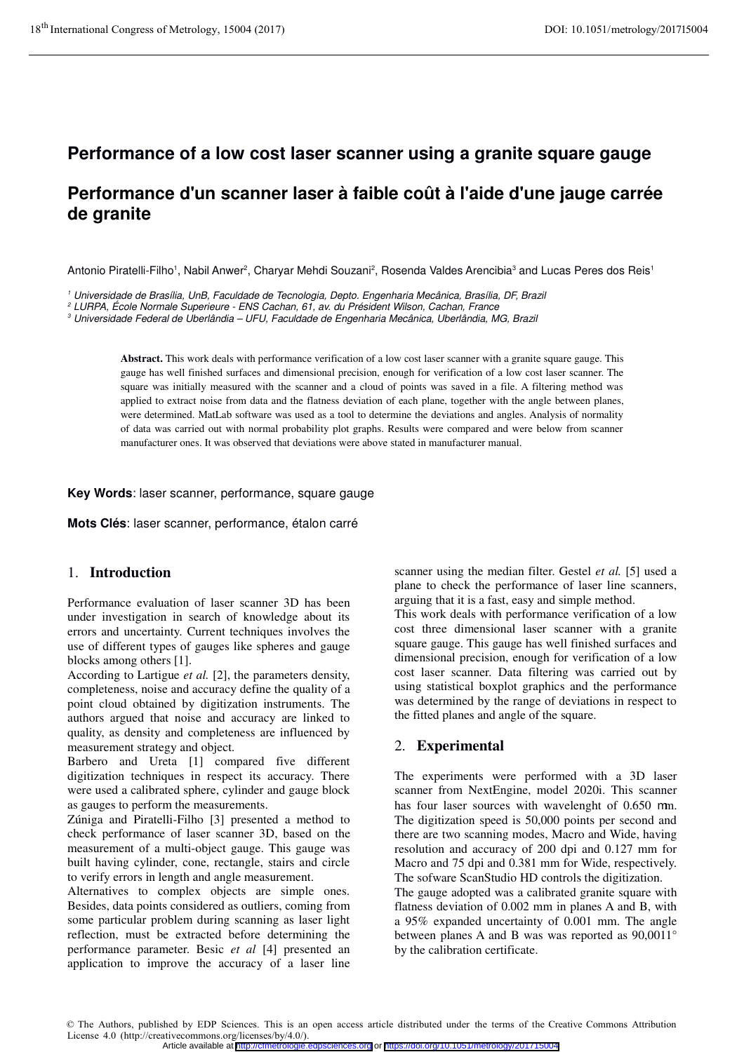# Performance of a low cost laser scanner using a granite square gauge

# Performance d'un scanner laser à faible coût à l'aide d'une jauge carrée de granite

Antonio Piratelli-Filho[1], Nabil Anwer[2], Charyar Mehdi Souzani[2], Rosenda Valdes Arencibia[3] and Lucas Peres dos Reis[1]

[1] Universidade de Brasília, UnB, Faculdade de Tecnologia, Depto. Engenharia Mecânica, Brasília, DF, Brazil
[2] LURPA, École Normale Superieure - ENS Cachan, 61, av. du Président Wilson, Cachan, France
[3] Universidade Federal de Uberlândia – UFU, Faculdade de Engenharia Mecânica, Uberlândia, MG, Brazil

**Abstract.** This work deals with performance verification of a low cost laser scanner with a granite square gauge. This gauge has well finished surfaces and dimensional precision, enough for verification of a low cost laser scanner. The square was initially measured with the scanner and a cloud of points was saved in a file. A filtering method was applied to extract noise from data and the flatness deviation of each plane, together with the angle between planes, were determined. MatLab software was used as a tool to determine the deviations and angles. Analysis of normality of data was carried out with normal probability plot graphs. Results were compared and were below from scanner manufacturer ones. It was observed that deviations were above stated in manufacturer manual.

**Key Words**: laser scanner, performance, square gauge

**Mots Clés**: laser scanner, performance, étalon carré

## 1. Introduction

Performance evaluation of laser scanner 3D has been under investigation in search of knowledge about its errors and uncertainty. Current techniques involves the use of different types of gauges like spheres and gauge blocks among others [1].

According to Lartigue *et al.* [2], the parameters density, completeness, noise and accuracy define the quality of a point cloud obtained by digitization instruments. The authors argued that noise and accuracy are linked to quality, as density and completeness are influenced by measurement strategy and object.

Barbero and Ureta [1] compared five different digitization techniques in respect its accuracy. There were used a calibrated sphere, cylinder and gauge block as gauges to perform the measurements.

Zúniga and Piratelli-Filho [3] presented a method to check performance of laser scanner 3D, based on the measurement of a multi-object gauge. This gauge was built having cylinder, cone, rectangle, stairs and circle to verify errors in length and angle measurement.

Alternatives to complex objects are simple ones. Besides, data points considered as outliers, coming from some particular problem during scanning as laser light reflection, must be extracted before determining the performance parameter. Besic *et al* [4] presented an application to improve the accuracy of a laser line scanner using the median filter. Gestel *et al.* [5] used a plane to check the performance of laser line scanners, arguing that it is a fast, easy and simple method.

This work deals with performance verification of a low cost three dimensional laser scanner with a granite square gauge. This gauge has well finished surfaces and dimensional precision, enough for verification of a low cost laser scanner. Data filtering was carried out by using statistical boxplot graphics and the performance was determined by the range of deviations in respect to the fitted planes and angle of the square.

## 2. Experimental

The experiments were performed with a 3D laser scanner from NextEngine, model 2020i. This scanner has four laser sources with wavelenght of 0.650 mm. The digitization speed is 50,000 points per second and there are two scanning modes, Macro and Wide, having resolution and accuracy of 200 dpi and 0.127 mm for Macro and 75 dpi and 0.381 mm for Wide, respectively. The sofware ScanStudio HD controls the digitization.

The gauge adopted was a calibrated granite square with flatness deviation of 0.002 mm in planes A and B, with a 95% expanded uncertainty of 0.001 mm. The angle between planes A and B was was reported as 90,0011° by the calibration certificate.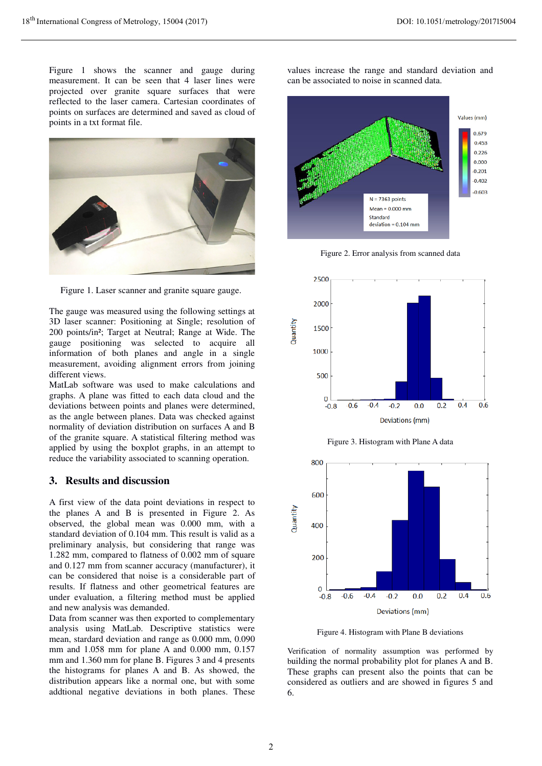Figure 1 shows the scanner and gauge during measurement. It can be seen that 4 laser lines were projected over granite square surfaces that were reflected to the laser camera. Cartesian coordinates of points on surfaces are determined and saved as cloud of points in a txt format file.

Figure 1. Laser scanner and granite square gauge.

The gauge was measured using the following settings at 3D laser scanner: Positioning at Single; resolution of 200 points/in²; Target at Neutral; Range at Wide. The gauge positioning was selected to acquire all information of both planes and angle in a single measurement, avoiding alignment errors from joining different views.

MatLab software was used to make calculations and graphs. A plane was fitted to each data cloud and the deviations between points and planes were determined, as the angle between planes. Data was checked against normality of deviation distribution on surfaces A and B of the granite square. A statistical filtering method was applied by using the boxplot graphs, in an attempt to reduce the variability associated to scanning operation.

## 3. Results and discussion

A first view of the data point deviations in respect to the planes A and B is presented in Figure 2. As observed, the global mean was 0.000 mm, with a standard deviation of 0.104 mm. This result is valid as a preliminary analysis, but considering that range was 1.282 mm, compared to flatness of 0.002 mm of square and 0.127 mm from scanner accuracy (manufacturer), it can be considered that noise is a considerable part of results. If flatness and other geometrical features are under evaluation, a filtering method must be applied and new analysis was demanded.

Data from scanner was then exported to complementary analysis using MatLab. Descriptive statistics were mean, stardard deviation and range as 0.000 mm, 0.090 mm and 1.058 mm for plane A and 0.000 mm, 0.157 mm and 1.360 mm for plane B. Figures 3 and 4 presents the histograms for planes A and B. As showed, the distribution appears like a normal one, but with some addtional negative deviations in both planes. These values increase the range and standard deviation and can be associated to noise in scanned data.

Figure 2. Error analysis from scanned data

Figure 3. Histogram with Plane A data

Figure 4. Histogram with Plane B deviations

Verification of normality assumption was performed by building the normal probability plot for planes A and B. These graphs can present also the points that can be considered as outliers and are showed in figures 5 and 6.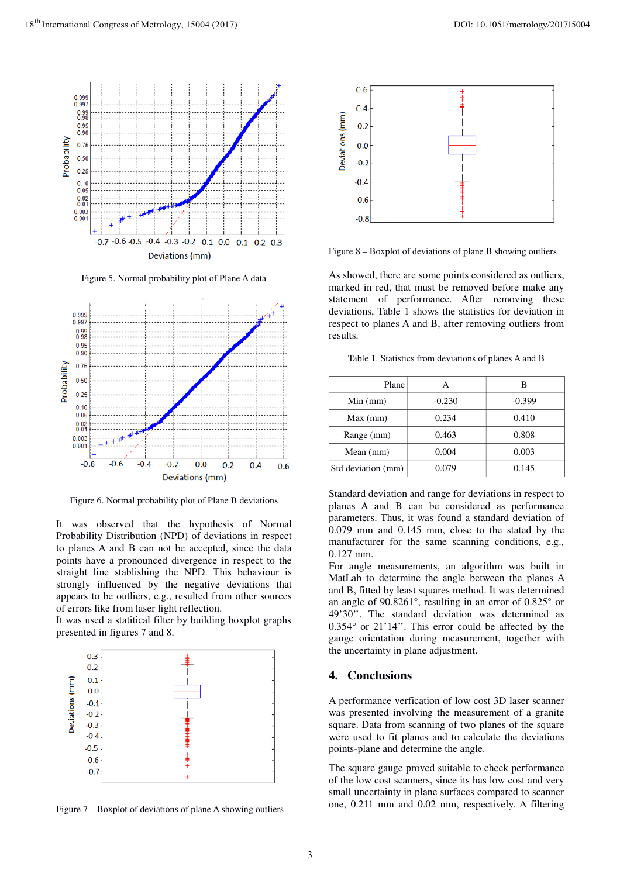Figure 5. Normal probability plot of Plane A data

Figure 6. Normal probability plot of Plane B deviations

It was observed that the hypothesis of Normal Probability Distribution (NPD) of deviations in respect to planes A and B can not be accepted, since the data points have a pronounced divergence in respect to the straight line stablishing the NPD. This behaviour is strongly influenced by the negative deviations that appears to be outliers, e.g., resulted from other sources of errors like from laser light reflection.

It was used a statitical filter by building boxplot graphs presented in figures 7 and 8.

Figure 7 – Boxplot of deviations of plane A showing outliers

Figure 8 – Boxplot of deviations of plane B showing outliers

As showed, there are some points considered as outliers, marked in red, that must be removed before make any statement of performance. After removing these deviations, Table 1 shows the statistics for deviation in respect to planes A and B, after removing outliers from results.

Table 1. Statistics from deviations of planes A and B

| Plane | A | B |
|---|---|---|
| Min (mm) | -0.230 | -0.399 |
| Max (mm) | 0.234 | 0.410 |
| Range (mm) | 0.463 | 0.808 |
| Mean (mm) | 0.004 | 0.003 |
| Std deviation (mm) | 0.079 | 0.145 |

Standard deviation and range for deviations in respect to planes A and B can be considered as performance parameters. Thus, it was found a standard deviation of 0.079 mm and 0.145 mm, close to the stated by the manufacturer for the same scanning conditions, e.g., 0.127 mm.

For angle measurements, an algorithm was built in MatLab to determine the angle between the planes A and B, fitted by least squares method. It was determined an angle of 90.8261°, resulting in an error of 0.825° or 49'30''. The standard deviation was determined as 0.354° or 21'14''. This error could be affected by the gauge orientation during measurement, together with the uncertainty in plane adjustment.

## 4. Conclusions

A performance verfication of low cost 3D laser scanner was presented involving the measurement of a granite square. Data from scanning of two planes of the square were used to fit planes and to calculate the deviations points-plane and determine the angle.

The square gauge proved suitable to check performance of the low cost scanners, since its has low cost and very small uncertainty in plane surfaces compared to scanner one, 0.211 mm and 0.02 mm, respectively. A filtering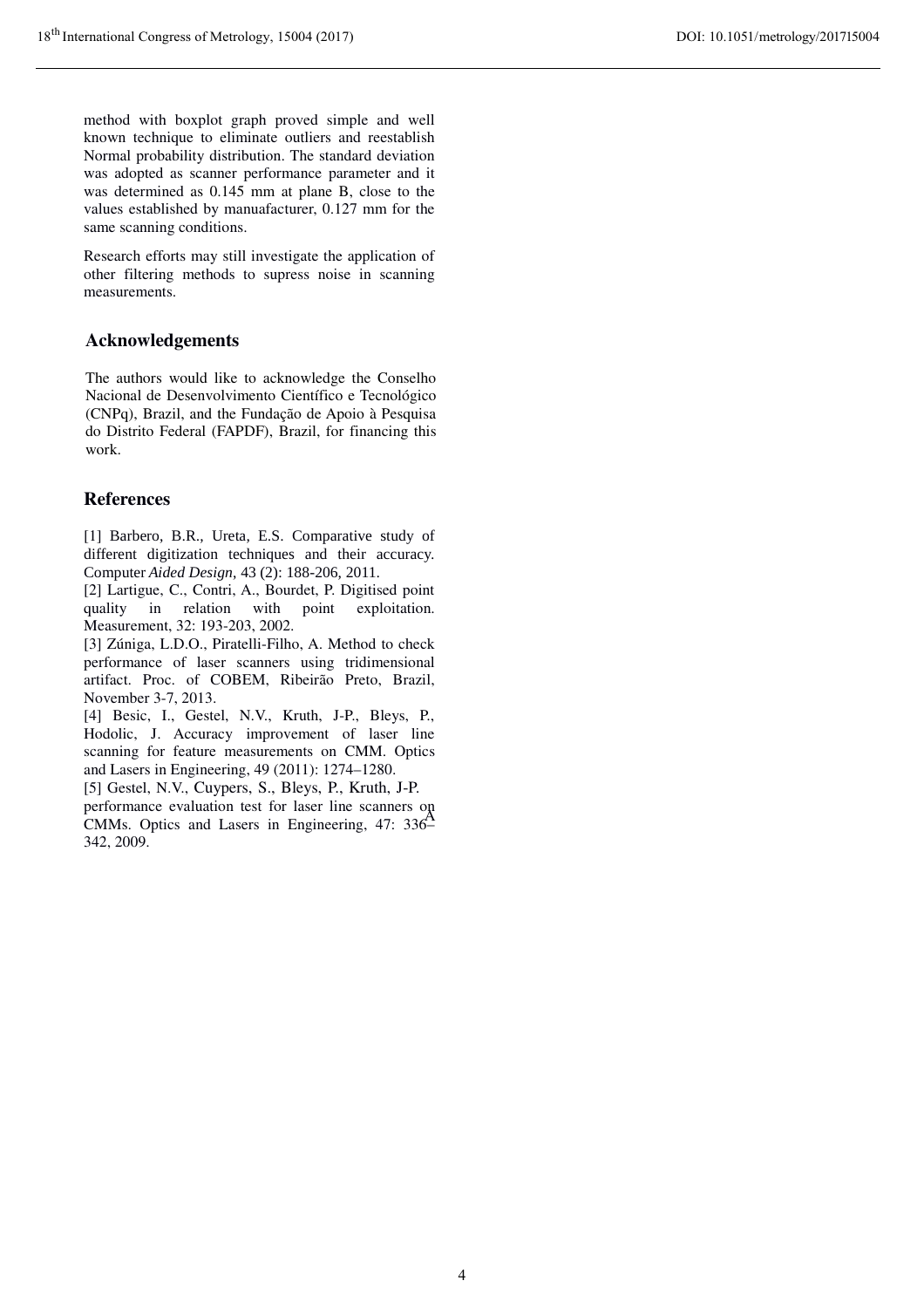method with boxplot graph proved simple and well known technique to eliminate outliers and reestablish Normal probability distribution. The standard deviation was adopted as scanner performance parameter and it was determined as 0.145 mm at plane B, close to the values established by manuafacturer, 0.127 mm for the same scanning conditions.

Research efforts may still investigate the application of other filtering methods to supress noise in scanning measurements.

## Acknowledgements

The authors would like to acknowledge the Conselho Nacional de Desenvolvimento Científico e Tecnológico (CNPq), Brazil, and the Fundação de Apoio à Pesquisa do Distrito Federal (FAPDF), Brazil, for financing this work.

## References

[1] Barbero, B.R., Ureta, E.S. Comparative study of different digitization techniques and their accuracy. Computer *Aided Design,* 43 (2): 188-206, 2011.

[2] Lartigue, C., Contri, A., Bourdet, P. Digitised point quality in relation with point exploitation. Measurement, 32: 193-203, 2002.

[3] Zúniga, L.D.O., Piratelli-Filho, A. Method to check performance of laser scanners using tridimensional artifact. Proc. of COBEM, Ribeirão Preto, Brazil, November 3-7, 2013.

[4] Besic, I., Gestel, N.V., Kruth, J-P., Bleys, P., Hodolic, J. Accuracy improvement of laser line scanning for feature measurements on CMM. Optics and Lasers in Engineering, 49 (2011): 1274–1280.

[5] Gestel, N.V., Cuypers, S., Bleys, P., Kruth, J-P. A performance evaluation test for laser line scanners on CMMs. Optics and Lasers in Engineering, 47: 336–342, 2009.